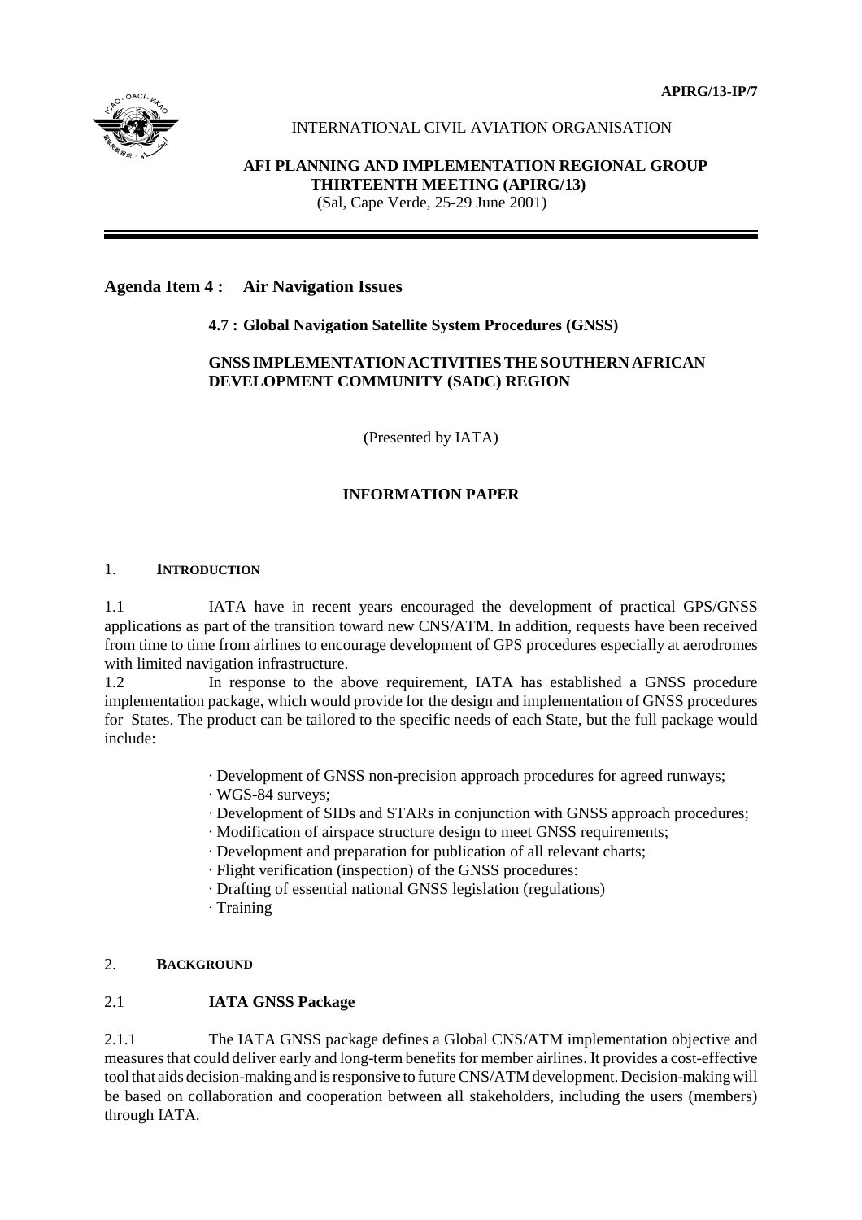APIRG/13-IP/7

INTERNATIONAL CIVIL AVIATION ORGANISATION

**AFI PLANNING AND IMPLEMENTATION REGIONAL GROUP**
**THIRTEENTH MEETING (APIRG/13)**
(Sal, Cape Verde, 25-29 June 2001)

## Agenda Item 4 : Air Navigation Issues

### 4.7 : Global Navigation Satellite System Procedures (GNSS)

### GNSS IMPLEMENTATION ACTIVITIES THE SOUTHERN AFRICAN DEVELOPMENT COMMUNITY (SADC) REGION

(Presented by IATA)

### INFORMATION PAPER

## 1. INTRODUCTION

1.1 IATA have in recent years encouraged the development of practical GPS/GNSS applications as part of the transition toward new CNS/ATM. In addition, requests have been received from time to time from airlines to encourage development of GPS procedures especially at aerodromes with limited navigation infrastructure.

1.2 In response to the above requirement, IATA has established a GNSS procedure implementation package, which would provide for the design and implementation of GNSS procedures for States. The product can be tailored to the specific needs of each State, but the full package would include:

- Development of GNSS non-precision approach procedures for agreed runways;
- WGS-84 surveys;
- Development of SIDs and STARs in conjunction with GNSS approach procedures;
- Modification of airspace structure design to meet GNSS requirements;
- Development and preparation for publication of all relevant charts;
- Flight verification (inspection) of the GNSS procedures:
- Drafting of essential national GNSS legislation (regulations)
- Training

## 2. BACKGROUND

### 2.1 IATA GNSS Package

2.1.1 The IATA GNSS package defines a Global CNS/ATM implementation objective and measures that could deliver early and long-term benefits for member airlines. It provides a cost-effective tool that aids decision-making and is responsive to future CNS/ATM development. Decision-making will be based on collaboration and cooperation between all stakeholders, including the users (members) through IATA.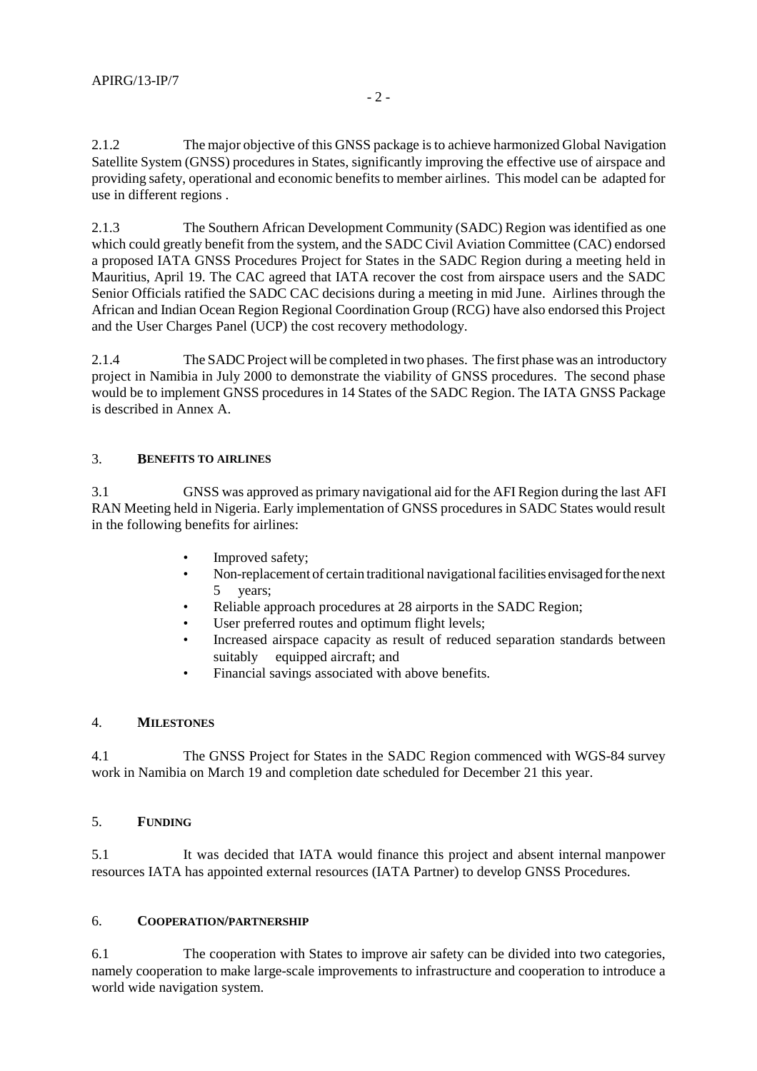2.1.2 The major objective of this GNSS package is to achieve harmonized Global Navigation Satellite System (GNSS) procedures in States, significantly improving the effective use of airspace and providing safety, operational and economic benefits to member airlines. This model can be adapted for use in different regions .

2.1.3 The Southern African Development Community (SADC) Region was identified as one which could greatly benefit from the system, and the SADC Civil Aviation Committee (CAC) endorsed a proposed IATA GNSS Procedures Project for States in the SADC Region during a meeting held in Mauritius, April 19. The CAC agreed that IATA recover the cost from airspace users and the SADC Senior Officials ratified the SADC CAC decisions during a meeting in mid June. Airlines through the African and Indian Ocean Region Regional Coordination Group (RCG) have also endorsed this Project and the User Charges Panel (UCP) the cost recovery methodology.

2.1.4 The SADC Project will be completed in two phases. The first phase was an introductory project in Namibia in July 2000 to demonstrate the viability of GNSS procedures. The second phase would be to implement GNSS procedures in 14 States of the SADC Region. The IATA GNSS Package is described in Annex A.

## 3. BENEFITS TO AIRLINES

3.1 GNSS was approved as primary navigational aid for the AFI Region during the last AFI RAN Meeting held in Nigeria. Early implementation of GNSS procedures in SADC States would result in the following benefits for airlines:

- Improved safety;
- Non-replacement of certain traditional navigational facilities envisaged for the next 5 years;
- Reliable approach procedures at 28 airports in the SADC Region;
- User preferred routes and optimum flight levels;
- Increased airspace capacity as result of reduced separation standards between suitably equipped aircraft; and
- Financial savings associated with above benefits.

## 4. MILESTONES

4.1 The GNSS Project for States in the SADC Region commenced with WGS-84 survey work in Namibia on March 19 and completion date scheduled for December 21 this year.

## 5. FUNDING

5.1 It was decided that IATA would finance this project and absent internal manpower resources IATA has appointed external resources (IATA Partner) to develop GNSS Procedures.

## 6. COOPERATION/PARTNERSHIP

6.1 The cooperation with States to improve air safety can be divided into two categories, namely cooperation to make large-scale improvements to infrastructure and cooperation to introduce a world wide navigation system.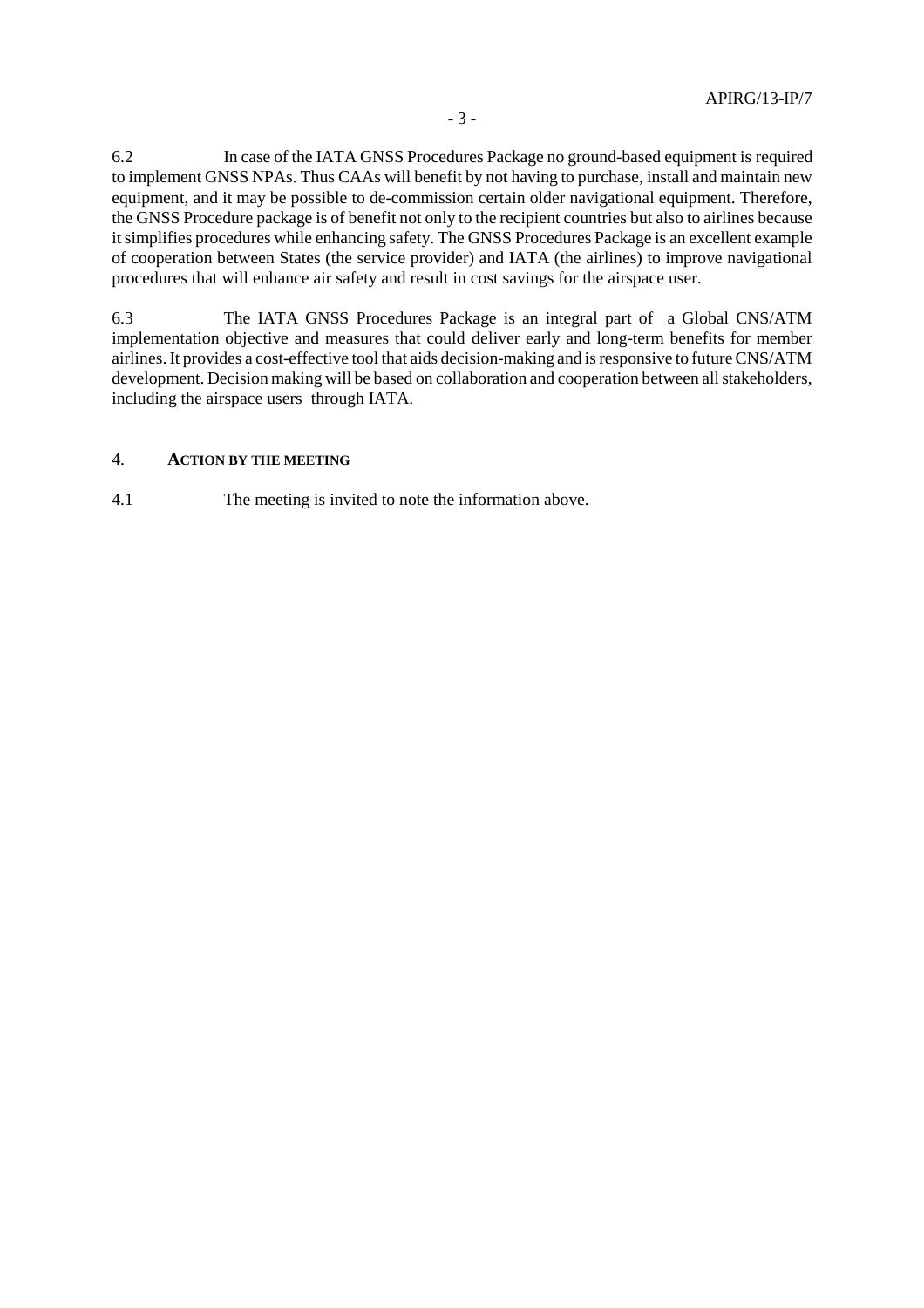6.2 In case of the IATA GNSS Procedures Package no ground-based equipment is required to implement GNSS NPAs. Thus CAAs will benefit by not having to purchase, install and maintain new equipment, and it may be possible to de-commission certain older navigational equipment. Therefore, the GNSS Procedure package is of benefit not only to the recipient countries but also to airlines because it simplifies procedures while enhancing safety. The GNSS Procedures Package is an excellent example of cooperation between States (the service provider) and IATA (the airlines) to improve navigational procedures that will enhance air safety and result in cost savings for the airspace user.

6.3 The IATA GNSS Procedures Package is an integral part of a Global CNS/ATM implementation objective and measures that could deliver early and long-term benefits for member airlines. It provides a cost-effective tool that aids decision-making and is responsive to future CNS/ATM development. Decision making will be based on collaboration and cooperation between all stakeholders, including the airspace users through IATA.

## 4. **ACTION BY THE MEETING**

4.1 The meeting is invited to note the information above.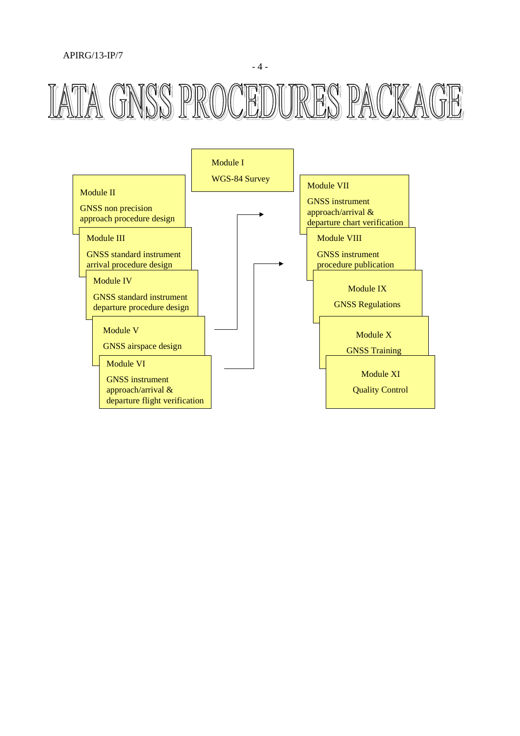# IATA GNSS PROCEDURES PACKAGE

Module I

WGS-84 Survey

Module II

GNSS non precision approach procedure design

Module III

GNSS standard instrument arrival procedure design

Module IV

GNSS standard instrument departure procedure design

Module V

GNSS airspace design

Module VI

GNSS instrument approach/arrival & departure flight verification

Module VII

GNSS instrument approach/arrival & departure chart verification

Module VIII

GNSS instrument procedure publication

Module IX

GNSS Regulations

Module X

GNSS Training

Module XI

Quality Control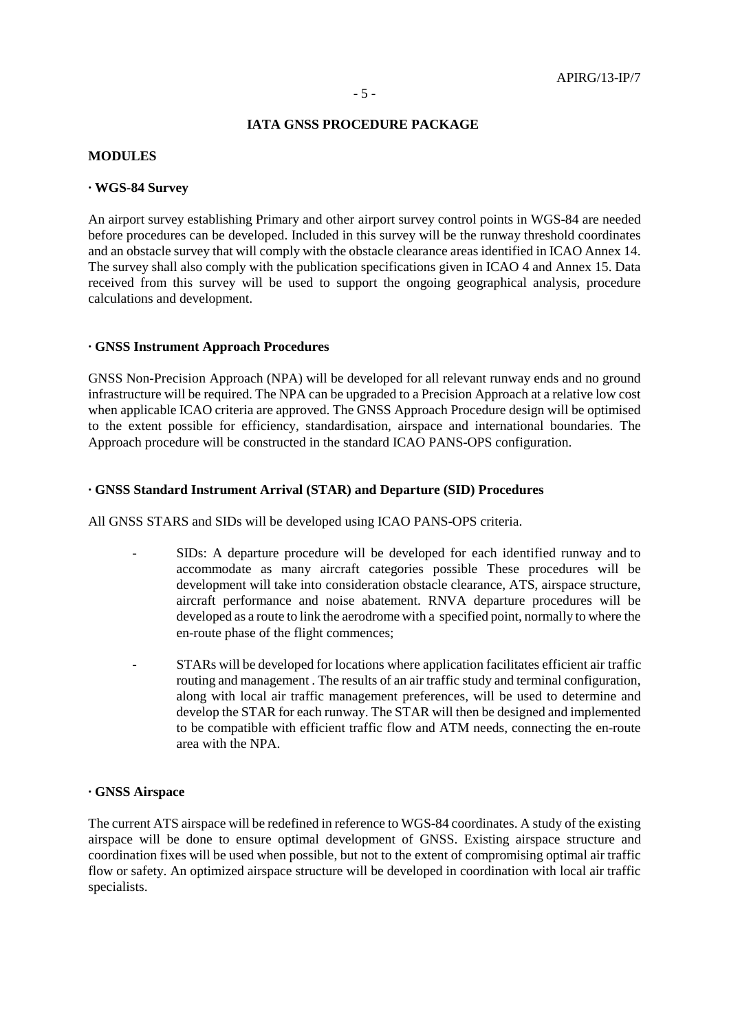## IATA GNSS PROCEDURE PACKAGE

### MODULES

**· WGS-84 Survey**

An airport survey establishing Primary and other airport survey control points in WGS-84 are needed before procedures can be developed. Included in this survey will be the runway threshold coordinates and an obstacle survey that will comply with the obstacle clearance areas identified in ICAO Annex 14. The survey shall also comply with the publication specifications given in ICAO 4 and Annex 15. Data received from this survey will be used to support the ongoing geographical analysis, procedure calculations and development.

**· GNSS Instrument Approach Procedures**

GNSS Non-Precision Approach (NPA) will be developed for all relevant runway ends and no ground infrastructure will be required. The NPA can be upgraded to a Precision Approach at a relative low cost when applicable ICAO criteria are approved. The GNSS Approach Procedure design will be optimised to the extent possible for efficiency, standardisation, airspace and international boundaries. The Approach procedure will be constructed in the standard ICAO PANS-OPS configuration.

**· GNSS Standard Instrument Arrival (STAR) and Departure (SID) Procedures**

All GNSS STARS and SIDs will be developed using ICAO PANS-OPS criteria.

- SIDs: A departure procedure will be developed for each identified runway and to accommodate as many aircraft categories possible These procedures will be development will take into consideration obstacle clearance, ATS, airspace structure, aircraft performance and noise abatement. RNVA departure procedures will be developed as a route to link the aerodrome with a specified point, normally to where the en-route phase of the flight commences;

- STARs will be developed for locations where application facilitates efficient air traffic routing and management . The results of an air traffic study and terminal configuration, along with local air traffic management preferences, will be used to determine and develop the STAR for each runway. The STAR will then be designed and implemented to be compatible with efficient traffic flow and ATM needs, connecting the en-route area with the NPA.

**· GNSS Airspace**

The current ATS airspace will be redefined in reference to WGS-84 coordinates. A study of the existing airspace will be done to ensure optimal development of GNSS. Existing airspace structure and coordination fixes will be used when possible, but not to the extent of compromising optimal air traffic flow or safety. An optimized airspace structure will be developed in coordination with local air traffic specialists.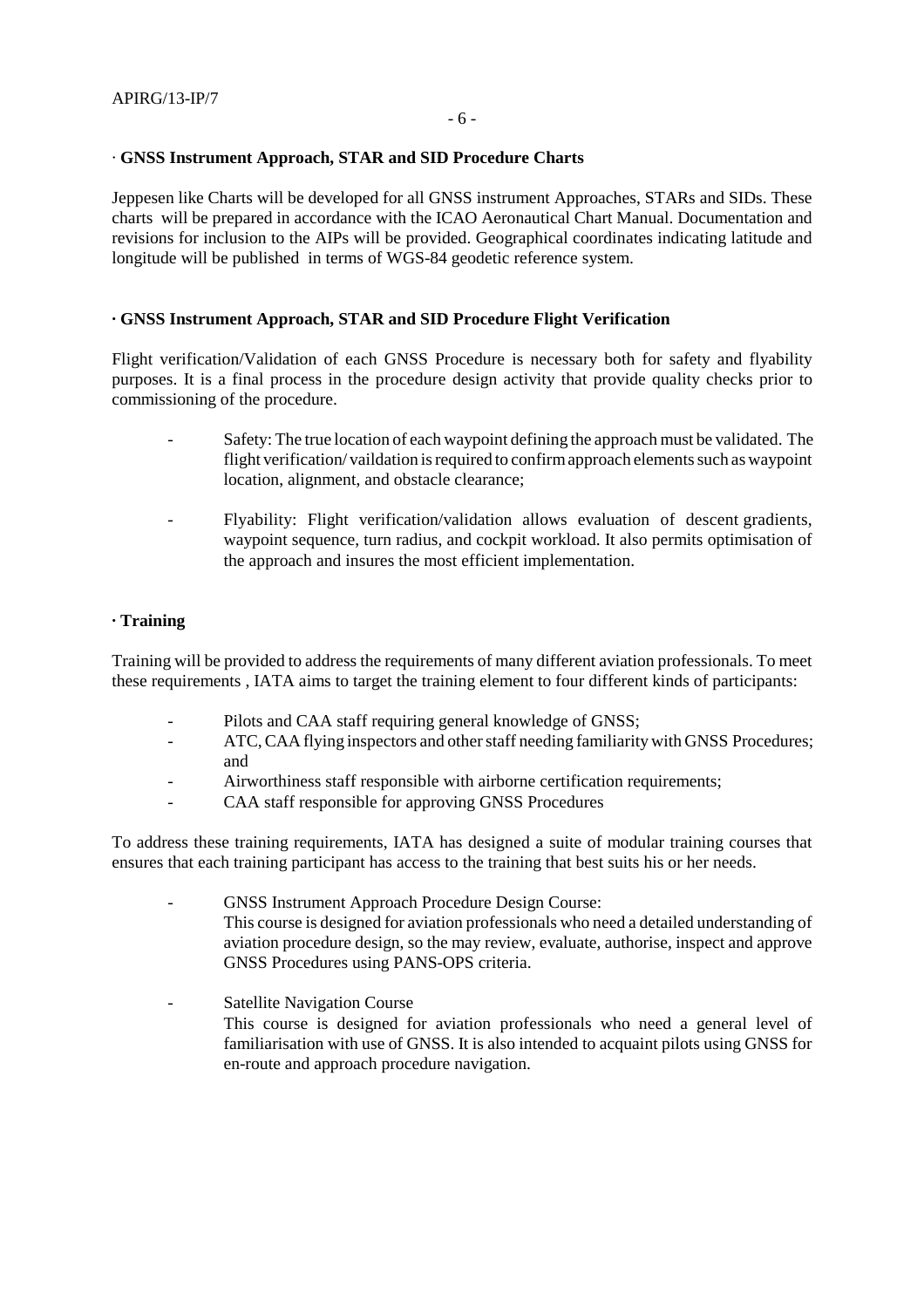· **GNSS Instrument Approach, STAR and SID Procedure Charts**

Jeppesen like Charts will be developed for all GNSS instrument Approaches, STARs and SIDs. These charts will be prepared in accordance with the ICAO Aeronautical Chart Manual. Documentation and revisions for inclusion to the AIPs will be provided. Geographical coordinates indicating latitude and longitude will be published in terms of WGS-84 geodetic reference system.

**· GNSS Instrument Approach, STAR and SID Procedure Flight Verification**

Flight verification/Validation of each GNSS Procedure is necessary both for safety and flyability purposes. It is a final process in the procedure design activity that provide quality checks prior to commissioning of the procedure.

- Safety: The true location of each waypoint defining the approach must be validated. The flight verification/ vaildation is required to confirm approach elements such as waypoint location, alignment, and obstacle clearance;

- Flyability: Flight verification/validation allows evaluation of descent gradients, waypoint sequence, turn radius, and cockpit workload. It also permits optimisation of the approach and insures the most efficient implementation.

**· Training**

Training will be provided to address the requirements of many different aviation professionals. To meet these requirements , IATA aims to target the training element to four different kinds of participants:

- Pilots and CAA staff requiring general knowledge of GNSS;
- ATC, CAA flying inspectors and other staff needing familiarity with GNSS Procedures; and
- Airworthiness staff responsible with airborne certification requirements;
- CAA staff responsible for approving GNSS Procedures

To address these training requirements, IATA has designed a suite of modular training courses that ensures that each training participant has access to the training that best suits his or her needs.

- GNSS Instrument Approach Procedure Design Course:
  This course is designed for aviation professionals who need a detailed understanding of aviation procedure design, so the may review, evaluate, authorise, inspect and approve GNSS Procedures using PANS-OPS criteria.

- Satellite Navigation Course
  This course is designed for aviation professionals who need a general level of familiarisation with use of GNSS. It is also intended to acquaint pilots using GNSS for en-route and approach procedure navigation.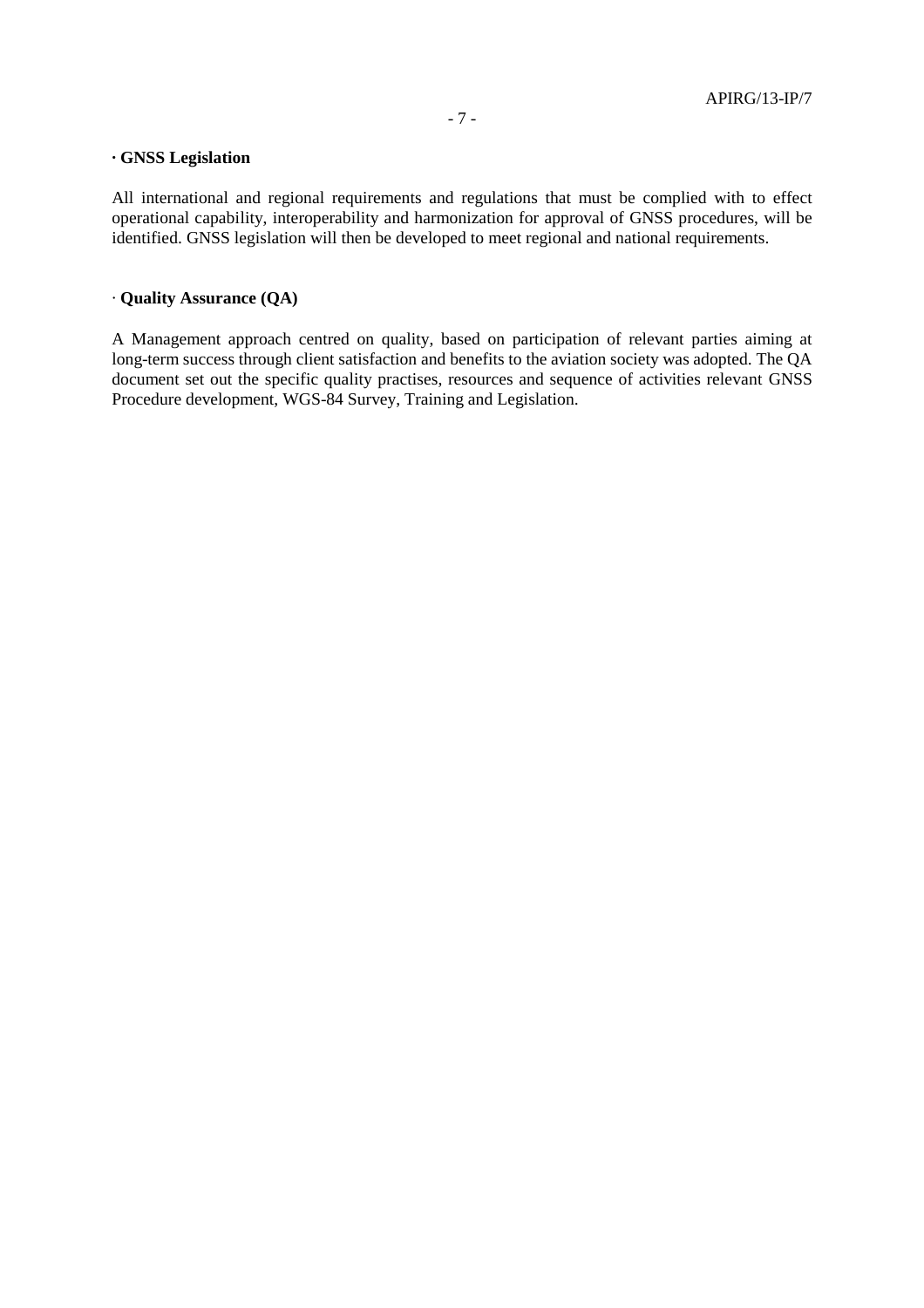**· GNSS Legislation**

All international and regional requirements and regulations that must be complied with to effect operational capability, interoperability and harmonization for approval of GNSS procedures, will be identified. GNSS legislation will then be developed to meet regional and national requirements.

· **Quality Assurance (QA)**

A Management approach centred on quality, based on participation of relevant parties aiming at long-term success through client satisfaction and benefits to the aviation society was adopted. The QA document set out the specific quality practises, resources and sequence of activities relevant GNSS Procedure development, WGS-84 Survey, Training and Legislation.